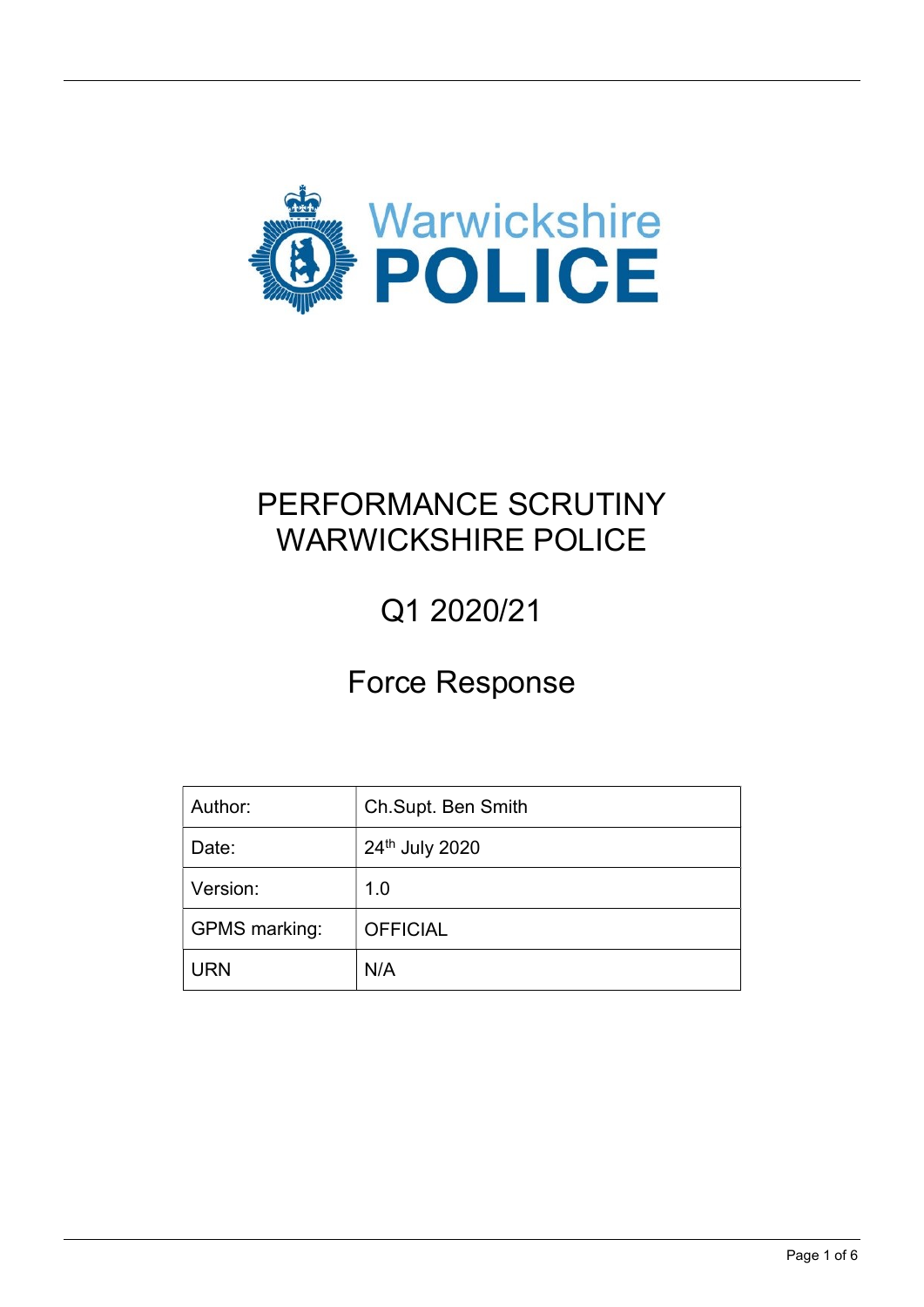Warwickshire POLICE

# PERFORMANCE SCRUTINY WARWICKSHIRE POLICE

## Q1 2020/21

## Force Response

| Author: | Ch.Supt. Ben Smith |
|---|---|
| Date: | 24th July 2020 |
| Version: | 1.0 |
| GPMS marking: | OFFICIAL |
| URN | N/A |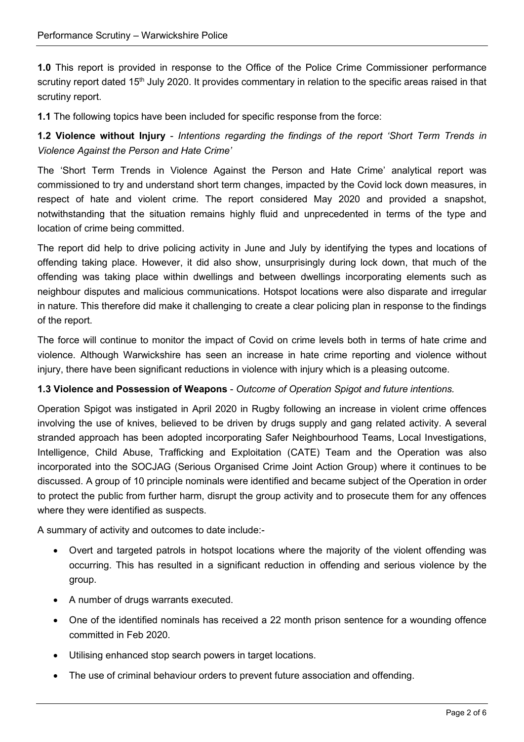**1.0** This report is provided in response to the Office of the Police Crime Commissioner performance scrutiny report dated 15th July 2020. It provides commentary in relation to the specific areas raised in that scrutiny report.

**1.1** The following topics have been included for specific response from the force:

**1.2 Violence without Injury** - *Intentions regarding the findings of the report 'Short Term Trends in Violence Against the Person and Hate Crime'*

The 'Short Term Trends in Violence Against the Person and Hate Crime' analytical report was commissioned to try and understand short term changes, impacted by the Covid lock down measures, in respect of hate and violent crime. The report considered May 2020 and provided a snapshot, notwithstanding that the situation remains highly fluid and unprecedented in terms of the type and location of crime being committed.

The report did help to drive policing activity in June and July by identifying the types and locations of offending taking place. However, it did also show, unsurprisingly during lock down, that much of the offending was taking place within dwellings and between dwellings incorporating elements such as neighbour disputes and malicious communications. Hotspot locations were also disparate and irregular in nature. This therefore did make it challenging to create a clear policing plan in response to the findings of the report.

The force will continue to monitor the impact of Covid on crime levels both in terms of hate crime and violence. Although Warwickshire has seen an increase in hate crime reporting and violence without injury, there have been significant reductions in violence with injury which is a pleasing outcome.

**1.3 Violence and Possession of Weapons** - *Outcome of Operation Spigot and future intentions.*

Operation Spigot was instigated in April 2020 in Rugby following an increase in violent crime offences involving the use of knives, believed to be driven by drugs supply and gang related activity. A several stranded approach has been adopted incorporating Safer Neighbourhood Teams, Local Investigations, Intelligence, Child Abuse, Trafficking and Exploitation (CATE) Team and the Operation was also incorporated into the SOCJAG (Serious Organised Crime Joint Action Group) where it continues to be discussed. A group of 10 principle nominals were identified and became subject of the Operation in order to protect the public from further harm, disrupt the group activity and to prosecute them for any offences where they were identified as suspects.

A summary of activity and outcomes to date include:-

- Overt and targeted patrols in hotspot locations where the majority of the violent offending was occurring. This has resulted in a significant reduction in offending and serious violence by the group.
- A number of drugs warrants executed.
- One of the identified nominals has received a 22 month prison sentence for a wounding offence committed in Feb 2020.
- Utilising enhanced stop search powers in target locations.
- The use of criminal behaviour orders to prevent future association and offending.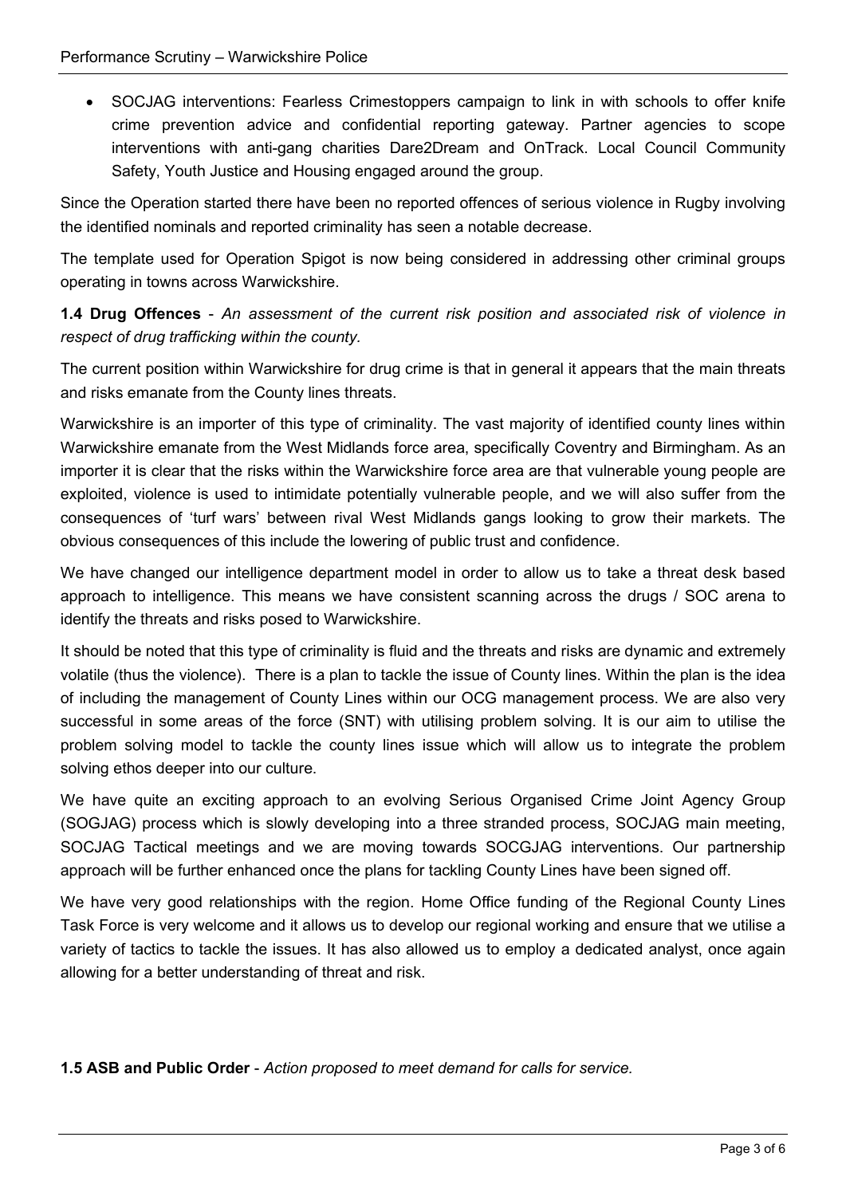- SOCJAG interventions: Fearless Crimestoppers campaign to link in with schools to offer knife crime prevention advice and confidential reporting gateway. Partner agencies to scope interventions with anti-gang charities Dare2Dream and OnTrack. Local Council Community Safety, Youth Justice and Housing engaged around the group.

Since the Operation started there have been no reported offences of serious violence in Rugby involving the identified nominals and reported criminality has seen a notable decrease.

The template used for Operation Spigot is now being considered in addressing other criminal groups operating in towns across Warwickshire.

**1.4 Drug Offences** - *An assessment of the current risk position and associated risk of violence in respect of drug trafficking within the county.*

The current position within Warwickshire for drug crime is that in general it appears that the main threats and risks emanate from the County lines threats.

Warwickshire is an importer of this type of criminality. The vast majority of identified county lines within Warwickshire emanate from the West Midlands force area, specifically Coventry and Birmingham. As an importer it is clear that the risks within the Warwickshire force area are that vulnerable young people are exploited, violence is used to intimidate potentially vulnerable people, and we will also suffer from the consequences of 'turf wars' between rival West Midlands gangs looking to grow their markets. The obvious consequences of this include the lowering of public trust and confidence.

We have changed our intelligence department model in order to allow us to take a threat desk based approach to intelligence. This means we have consistent scanning across the drugs / SOC arena to identify the threats and risks posed to Warwickshire.

It should be noted that this type of criminality is fluid and the threats and risks are dynamic and extremely volatile (thus the violence). There is a plan to tackle the issue of County lines. Within the plan is the idea of including the management of County Lines within our OCG management process. We are also very successful in some areas of the force (SNT) with utilising problem solving. It is our aim to utilise the problem solving model to tackle the county lines issue which will allow us to integrate the problem solving ethos deeper into our culture.

We have quite an exciting approach to an evolving Serious Organised Crime Joint Agency Group (SOGJAG) process which is slowly developing into a three stranded process, SOCJAG main meeting, SOCJAG Tactical meetings and we are moving towards SOCGJAG interventions. Our partnership approach will be further enhanced once the plans for tackling County Lines have been signed off.

We have very good relationships with the region. Home Office funding of the Regional County Lines Task Force is very welcome and it allows us to develop our regional working and ensure that we utilise a variety of tactics to tackle the issues. It has also allowed us to employ a dedicated analyst, once again allowing for a better understanding of threat and risk.

**1.5 ASB and Public Order** - *Action proposed to meet demand for calls for service.*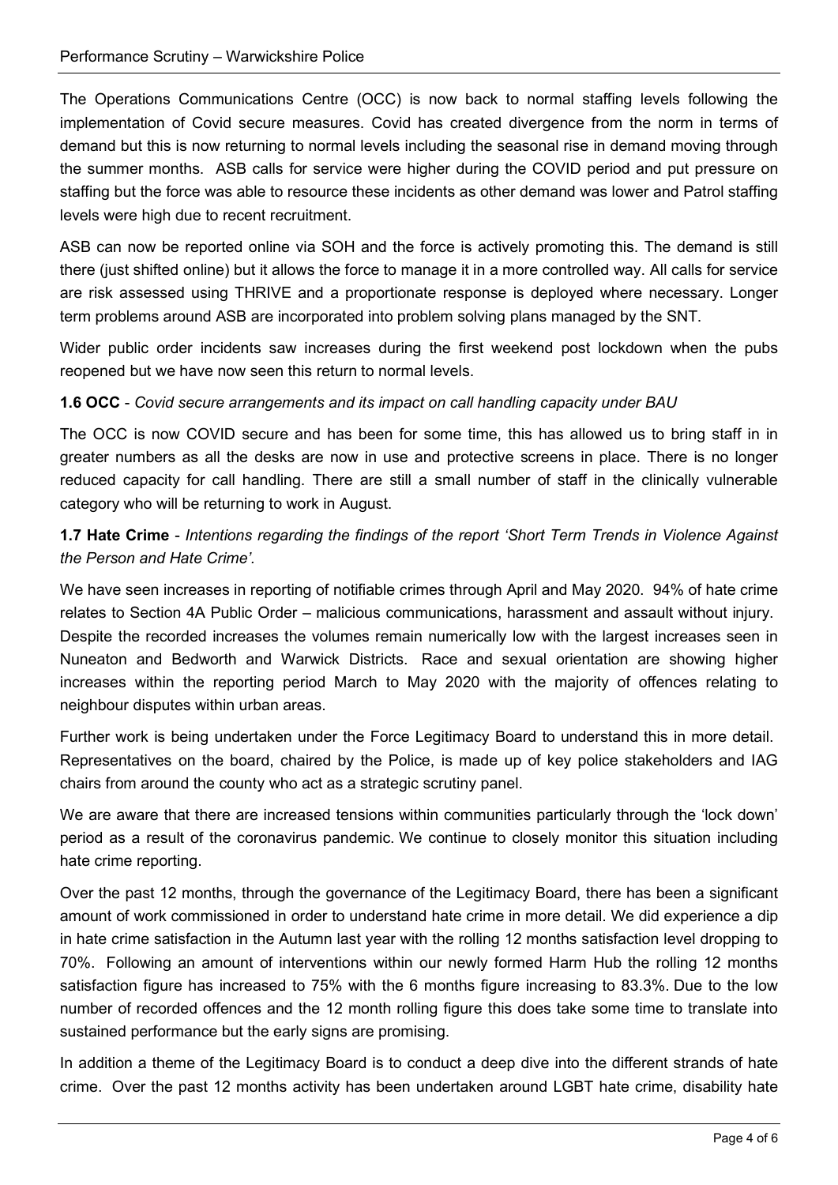The Operations Communications Centre (OCC) is now back to normal staffing levels following the implementation of Covid secure measures. Covid has created divergence from the norm in terms of demand but this is now returning to normal levels including the seasonal rise in demand moving through the summer months. ASB calls for service were higher during the COVID period and put pressure on staffing but the force was able to resource these incidents as other demand was lower and Patrol staffing levels were high due to recent recruitment.

ASB can now be reported online via SOH and the force is actively promoting this. The demand is still there (just shifted online) but it allows the force to manage it in a more controlled way. All calls for service are risk assessed using THRIVE and a proportionate response is deployed where necessary. Longer term problems around ASB are incorporated into problem solving plans managed by the SNT.

Wider public order incidents saw increases during the first weekend post lockdown when the pubs reopened but we have now seen this return to normal levels.

**1.6 OCC** - *Covid secure arrangements and its impact on call handling capacity under BAU*

The OCC is now COVID secure and has been for some time, this has allowed us to bring staff in in greater numbers as all the desks are now in use and protective screens in place. There is no longer reduced capacity for call handling. There are still a small number of staff in the clinically vulnerable category who will be returning to work in August.

**1.7 Hate Crime** - *Intentions regarding the findings of the report 'Short Term Trends in Violence Against the Person and Hate Crime'.*

We have seen increases in reporting of notifiable crimes through April and May 2020. 94% of hate crime relates to Section 4A Public Order – malicious communications, harassment and assault without injury. Despite the recorded increases the volumes remain numerically low with the largest increases seen in Nuneaton and Bedworth and Warwick Districts. Race and sexual orientation are showing higher increases within the reporting period March to May 2020 with the majority of offences relating to neighbour disputes within urban areas.

Further work is being undertaken under the Force Legitimacy Board to understand this in more detail. Representatives on the board, chaired by the Police, is made up of key police stakeholders and IAG chairs from around the county who act as a strategic scrutiny panel.

We are aware that there are increased tensions within communities particularly through the 'lock down' period as a result of the coronavirus pandemic. We continue to closely monitor this situation including hate crime reporting.

Over the past 12 months, through the governance of the Legitimacy Board, there has been a significant amount of work commissioned in order to understand hate crime in more detail. We did experience a dip in hate crime satisfaction in the Autumn last year with the rolling 12 months satisfaction level dropping to 70%. Following an amount of interventions within our newly formed Harm Hub the rolling 12 months satisfaction figure has increased to 75% with the 6 months figure increasing to 83.3%. Due to the low number of recorded offences and the 12 month rolling figure this does take some time to translate into sustained performance but the early signs are promising.

In addition a theme of the Legitimacy Board is to conduct a deep dive into the different strands of hate crime. Over the past 12 months activity has been undertaken around LGBT hate crime, disability hate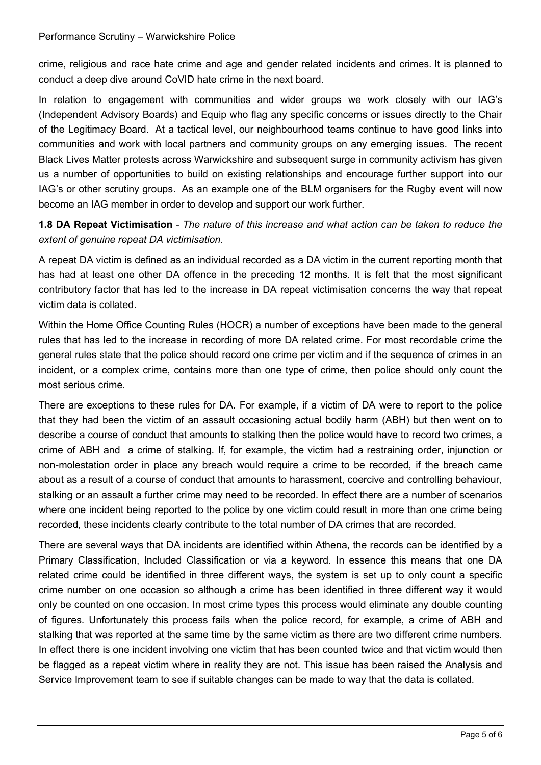crime, religious and race hate crime and age and gender related incidents and crimes. It is planned to conduct a deep dive around CoVID hate crime in the next board.

In relation to engagement with communities and wider groups we work closely with our IAG's (Independent Advisory Boards) and Equip who flag any specific concerns or issues directly to the Chair of the Legitimacy Board. At a tactical level, our neighbourhood teams continue to have good links into communities and work with local partners and community groups on any emerging issues. The recent Black Lives Matter protests across Warwickshire and subsequent surge in community activism has given us a number of opportunities to build on existing relationships and encourage further support into our IAG's or other scrutiny groups. As an example one of the BLM organisers for the Rugby event will now become an IAG member in order to develop and support our work further.

**1.8 DA Repeat Victimisation** - *The nature of this increase and what action can be taken to reduce the extent of genuine repeat DA victimisation*.

A repeat DA victim is defined as an individual recorded as a DA victim in the current reporting month that has had at least one other DA offence in the preceding 12 months. It is felt that the most significant contributory factor that has led to the increase in DA repeat victimisation concerns the way that repeat victim data is collated.

Within the Home Office Counting Rules (HOCR) a number of exceptions have been made to the general rules that has led to the increase in recording of more DA related crime. For most recordable crime the general rules state that the police should record one crime per victim and if the sequence of crimes in an incident, or a complex crime, contains more than one type of crime, then police should only count the most serious crime.

There are exceptions to these rules for DA. For example, if a victim of DA were to report to the police that they had been the victim of an assault occasioning actual bodily harm (ABH) but then went on to describe a course of conduct that amounts to stalking then the police would have to record two crimes, a crime of ABH and a crime of stalking. If, for example, the victim had a restraining order, injunction or non-molestation order in place any breach would require a crime to be recorded, if the breach came about as a result of a course of conduct that amounts to harassment, coercive and controlling behaviour, stalking or an assault a further crime may need to be recorded. In effect there are a number of scenarios where one incident being reported to the police by one victim could result in more than one crime being recorded, these incidents clearly contribute to the total number of DA crimes that are recorded.

There are several ways that DA incidents are identified within Athena, the records can be identified by a Primary Classification, Included Classification or via a keyword. In essence this means that one DA related crime could be identified in three different ways, the system is set up to only count a specific crime number on one occasion so although a crime has been identified in three different way it would only be counted on one occasion. In most crime types this process would eliminate any double counting of figures. Unfortunately this process fails when the police record, for example, a crime of ABH and stalking that was reported at the same time by the same victim as there are two different crime numbers. In effect there is one incident involving one victim that has been counted twice and that victim would then be flagged as a repeat victim where in reality they are not. This issue has been raised the Analysis and Service Improvement team to see if suitable changes can be made to way that the data is collated.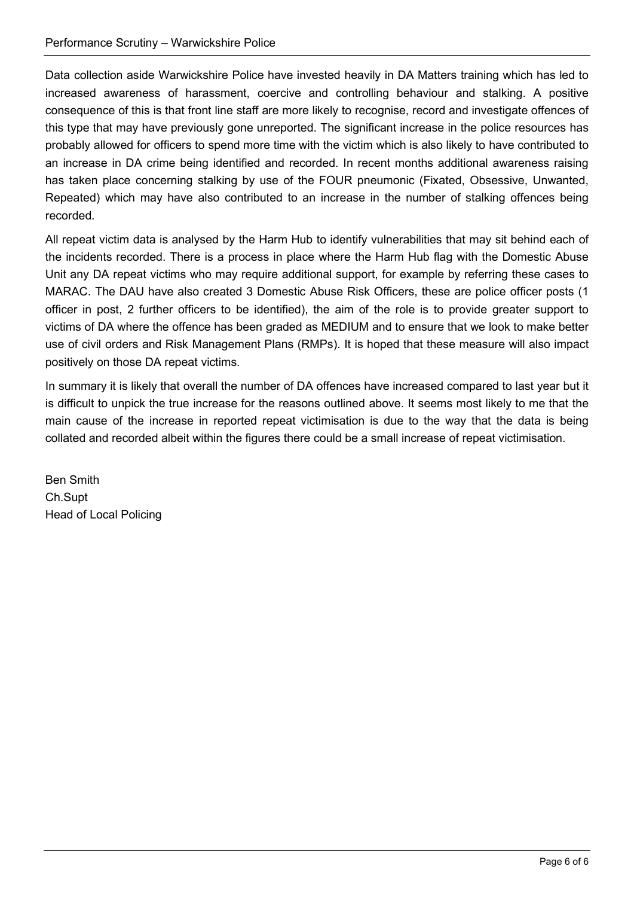Data collection aside Warwickshire Police have invested heavily in DA Matters training which has led to increased awareness of harassment, coercive and controlling behaviour and stalking. A positive consequence of this is that front line staff are more likely to recognise, record and investigate offences of this type that may have previously gone unreported. The significant increase in the police resources has probably allowed for officers to spend more time with the victim which is also likely to have contributed to an increase in DA crime being identified and recorded. In recent months additional awareness raising has taken place concerning stalking by use of the FOUR pneumonic (Fixated, Obsessive, Unwanted, Repeated) which may have also contributed to an increase in the number of stalking offences being recorded.

All repeat victim data is analysed by the Harm Hub to identify vulnerabilities that may sit behind each of the incidents recorded. There is a process in place where the Harm Hub flag with the Domestic Abuse Unit any DA repeat victims who may require additional support, for example by referring these cases to MARAC. The DAU have also created 3 Domestic Abuse Risk Officers, these are police officer posts (1 officer in post, 2 further officers to be identified), the aim of the role is to provide greater support to victims of DA where the offence has been graded as MEDIUM and to ensure that we look to make better use of civil orders and Risk Management Plans (RMPs). It is hoped that these measure will also impact positively on those DA repeat victims.

In summary it is likely that overall the number of DA offences have increased compared to last year but it is difficult to unpick the true increase for the reasons outlined above. It seems most likely to me that the main cause of the increase in reported repeat victimisation is due to the way that the data is being collated and recorded albeit within the figures there could be a small increase of repeat victimisation.

Ben Smith
Ch.Supt
Head of Local Policing